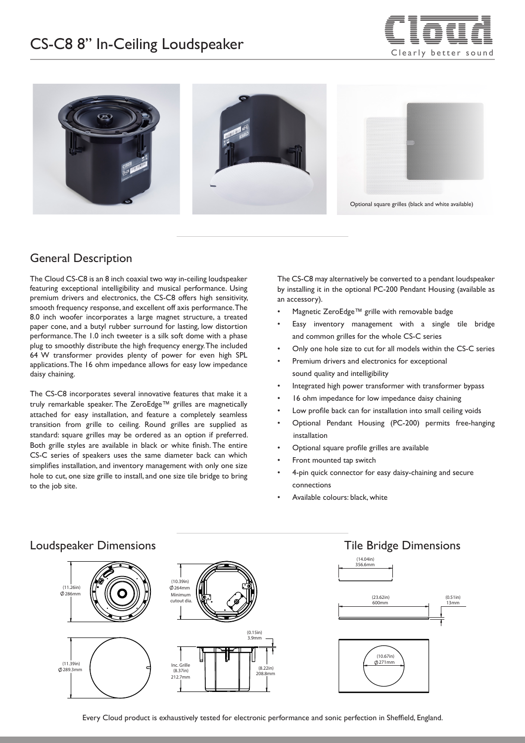# CS-C8 8" In-Ceiling Loudspeaker

Optional square grilles (black and white available)

## General Description

The Cloud CS-C8 is an 8 inch coaxial two way in-ceiling loudspeaker featuring exceptional intelligibility and musical performance. Using premium drivers and electronics, the CS-C8 offers high sensitivity, smooth frequency response, and excellent off axis performance. The 8.0 inch woofer incorporates a large magnet structure, a treated paper cone, and a butyl rubber surround for lasting, low distortion performance. The 1.0 inch tweeter is a silk soft dome with a phase plug to smoothly distribute the high frequency energy. The included 64 W transformer provides plenty of power for even high SPL applications. The 16 ohm impedance allows for easy low impedance daisy chaining.

The CS-C8 incorporates several innovative features that make it a truly remarkable speaker. The ZeroEdge™ grilles are magnetically attached for easy installation, and feature a completely seamless transition from grille to ceiling. Round grilles are supplied as standard: square grilles may be ordered as an option if preferred. Both grille styles are available in black or white finish. The entire CS-C series of speakers uses the same diameter back can which simplifies installation, and inventory management with only one size hole to cut, one size grille to install, and one size tile bridge to bring to the job site.

The CS-C8 may alternatively be converted to a pendant loudspeaker by installing it in the optional PC-200 Pendant Housing (available as an accessory).

- Magnetic ZeroEdge™ grille with removable badge
- Easy inventory management with a single tile bridge and common grilles for the whole CS-C series
- Only one hole size to cut for all models within the CS-C series
- Premium drivers and electronics for exceptional sound quality and intelligibility
- Integrated high power transformer with transformer bypass
- 16 ohm impedance for low impedance daisy chaining
- Low profile back can for installation into small ceiling voids
- Optional Pendant Housing (PC-200) permits free-hanging installation
- Optional square profile grilles are available
- Front mounted tap switch
- 4-pin quick connector for easy daisy-chaining and secure connections
- Available colours: black, white

## Loudspeaker Dimensions

(11.26in) Ø 286mm

(10.39in) Ø 264mm Minimum cutout dia.

(11.39in) Ø 289.3mm

(0.15in) 3.9mm

Inc. Grille (8.37in) 212.7mm

(8.22in) 208.8mm

## Tile Bridge Dimensions

(14.04in) 356.6mm

(23.62in) 600mm

(0.51in) 13mm

(10.67in) Ø 271mm

Every Cloud product is exhaustively tested for electronic performance and sonic perfection in Sheffield, England.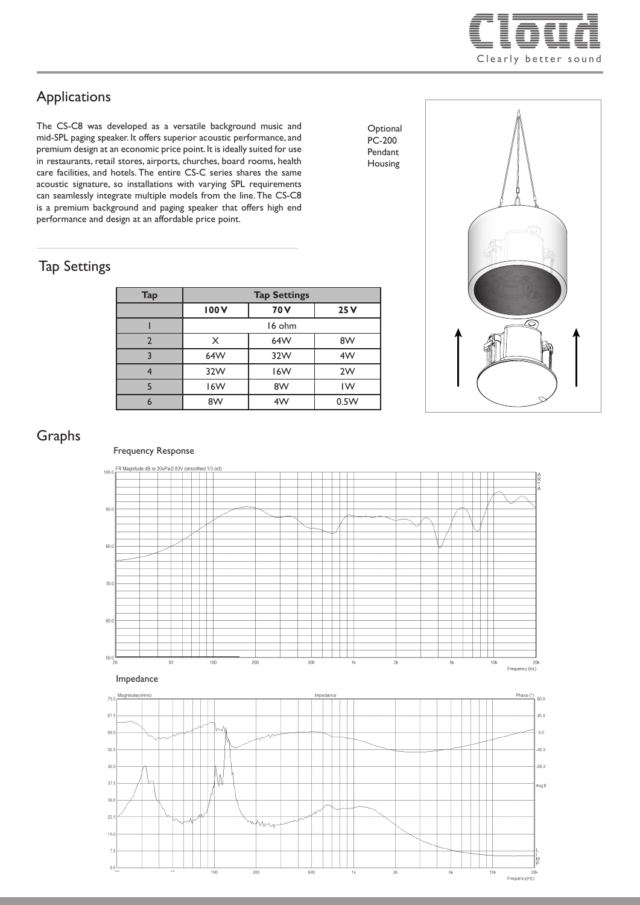## Applications

The CS-C8 was developed as a versatile background music and mid-SPL paging speaker. It offers superior acoustic performance, and premium design at an economic price point. It is ideally suited for use in restaurants, retail stores, airports, churches, board rooms, health care facilities, and hotels. The entire CS-C series shares the same acoustic signature, so installations with varying SPL requirements can seamlessly integrate multiple models from the line. The CS-C8 is a premium background and paging speaker that offers high end performance and design at an affordable price point.

Optional PC-200 Pendant Housing

## Tap Settings

| Tap | Tap Settings | | |
|---|---|---|---|
| | **100 V** | **70 V** | **25 V** |
| 1 | 16 ohm | | |
| 2 | X | 64W | 8W |
| 3 | 64W | 32W | 4W |
| 4 | 32W | 16W | 2W |
| 5 | 16W | 8W | 1W |
| 6 | 8W | 4W | 0.5W |

## Graphs

Frequency Response

Impedance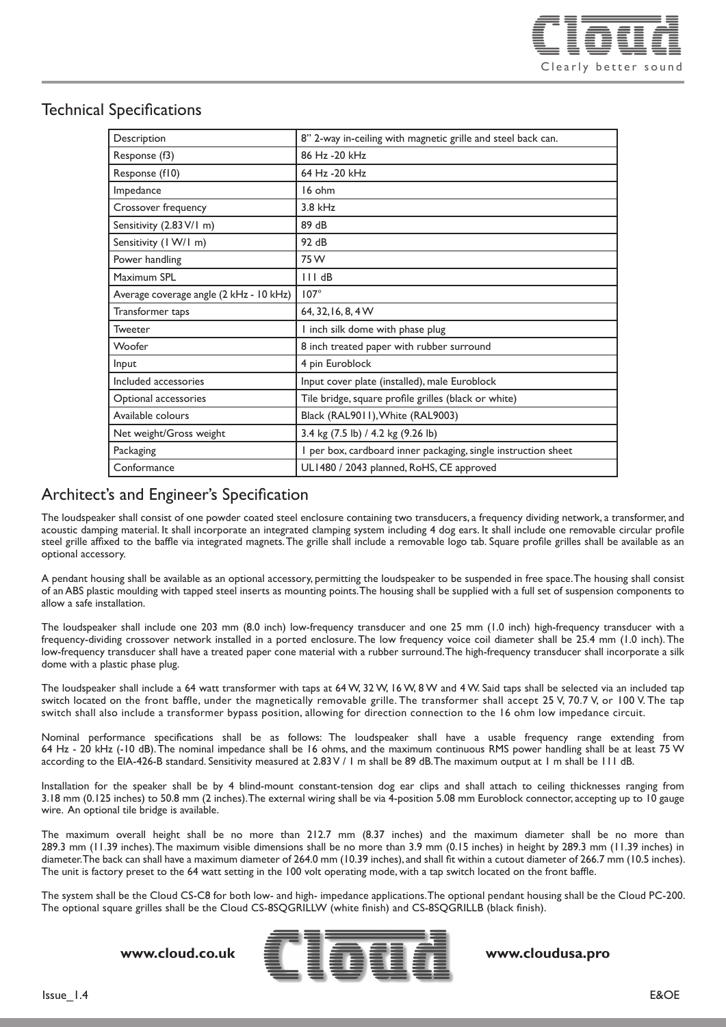## Technical Specifications

| | |
|---|---|
| Description | 8” 2-way in-ceiling with magnetic grille and steel back can. |
| Response (f3) | 86 Hz -20 kHz |
| Response (f10) | 64 Hz -20 kHz |
| Impedance | 16 ohm |
| Crossover frequency | 3.8 kHz |
| Sensitivity (2.83 V/1 m) | 89 dB |
| Sensitivity (1 W/1 m) | 92 dB |
| Power handling | 75 W |
| Maximum SPL | 111 dB |
| Average coverage angle (2 kHz - 10 kHz) | 107° |
| Transformer taps | 64, 32,16, 8, 4 W |
| Tweeter | 1 inch silk dome with phase plug |
| Woofer | 8 inch treated paper with rubber surround |
| Input | 4 pin Euroblock |
| Included accessories | Input cover plate (installed), male Euroblock |
| Optional accessories | Tile bridge, square profile grilles (black or white) |
| Available colours | Black (RAL9011), White (RAL9003) |
| Net weight/Gross weight | 3.4 kg (7.5 lb) / 4.2 kg (9.26 lb) |
| Packaging | 1 per box, cardboard inner packaging, single instruction sheet |
| Conformance | UL1480 / 2043 planned, RoHS, CE approved |

## Architect’s and Engineer’s Specification

The loudspeaker shall consist of one powder coated steel enclosure containing two transducers, a frequency dividing network, a transformer, and acoustic damping material. It shall incorporate an integrated clamping system including 4 dog ears. It shall include one removable circular profile steel grille affixed to the baffle via integrated magnets. The grille shall include a removable logo tab. Square profile grilles shall be available as an optional accessory.

A pendant housing shall be available as an optional accessory, permitting the loudspeaker to be suspended in free space. The housing shall consist of an ABS plastic moulding with tapped steel inserts as mounting points. The housing shall be supplied with a full set of suspension components to allow a safe installation.

The loudspeaker shall include one 203 mm (8.0 inch) low-frequency transducer and one 25 mm (1.0 inch) high-frequency transducer with a frequency-dividing crossover network installed in a ported enclosure. The low frequency voice coil diameter shall be 25.4 mm (1.0 inch). The low-frequency transducer shall have a treated paper cone material with a rubber surround. The high-frequency transducer shall incorporate a silk dome with a plastic phase plug.

The loudspeaker shall include a 64 watt transformer with taps at 64 W, 32 W, 16 W, 8 W and 4 W. Said taps shall be selected via an included tap switch located on the front baffle, under the magnetically removable grille. The transformer shall accept 25 V, 70.7 V, or 100 V. The tap switch shall also include a transformer bypass position, allowing for direction connection to the 16 ohm low impedance circuit.

Nominal performance specifications shall be as follows: The loudspeaker shall have a usable frequency range extending from 64 Hz - 20 kHz (-10 dB). The nominal impedance shall be 16 ohms, and the maximum continuous RMS power handling shall be at least 75 W according to the EIA-426-B standard. Sensitivity measured at 2.83 V / 1 m shall be 89 dB. The maximum output at 1 m shall be 111 dB.

Installation for the speaker shall be by 4 blind-mount constant-tension dog ear clips and shall attach to ceiling thicknesses ranging from 3.18 mm (0.125 inches) to 50.8 mm (2 inches). The external wiring shall be via 4-position 5.08 mm Euroblock connector, accepting up to 10 gauge wire. An optional tile bridge is available.

The maximum overall height shall be no more than 212.7 mm (8.37 inches) and the maximum diameter shall be no more than 289.3 mm (11.39 inches). The maximum visible dimensions shall be no more than 3.9 mm (0.15 inches) in height by 289.3 mm (11.39 inches) in diameter. The back can shall have a maximum diameter of 264.0 mm (10.39 inches), and shall fit within a cutout diameter of 266.7 mm (10.5 inches). The unit is factory preset to the 64 watt setting in the 100 volt operating mode, with a tap switch located on the front baffle.

The system shall be the Cloud CS-C8 for both low- and high- impedance applications. The optional pendant housing shall be the Cloud PC-200. The optional square grilles shall be the Cloud CS-8SQGRILLW (white finish) and CS-8SQGRILLB (black finish).

**www.cloud.co.uk** **www.cloudusa.pro**

Issue_1.4 E&OE